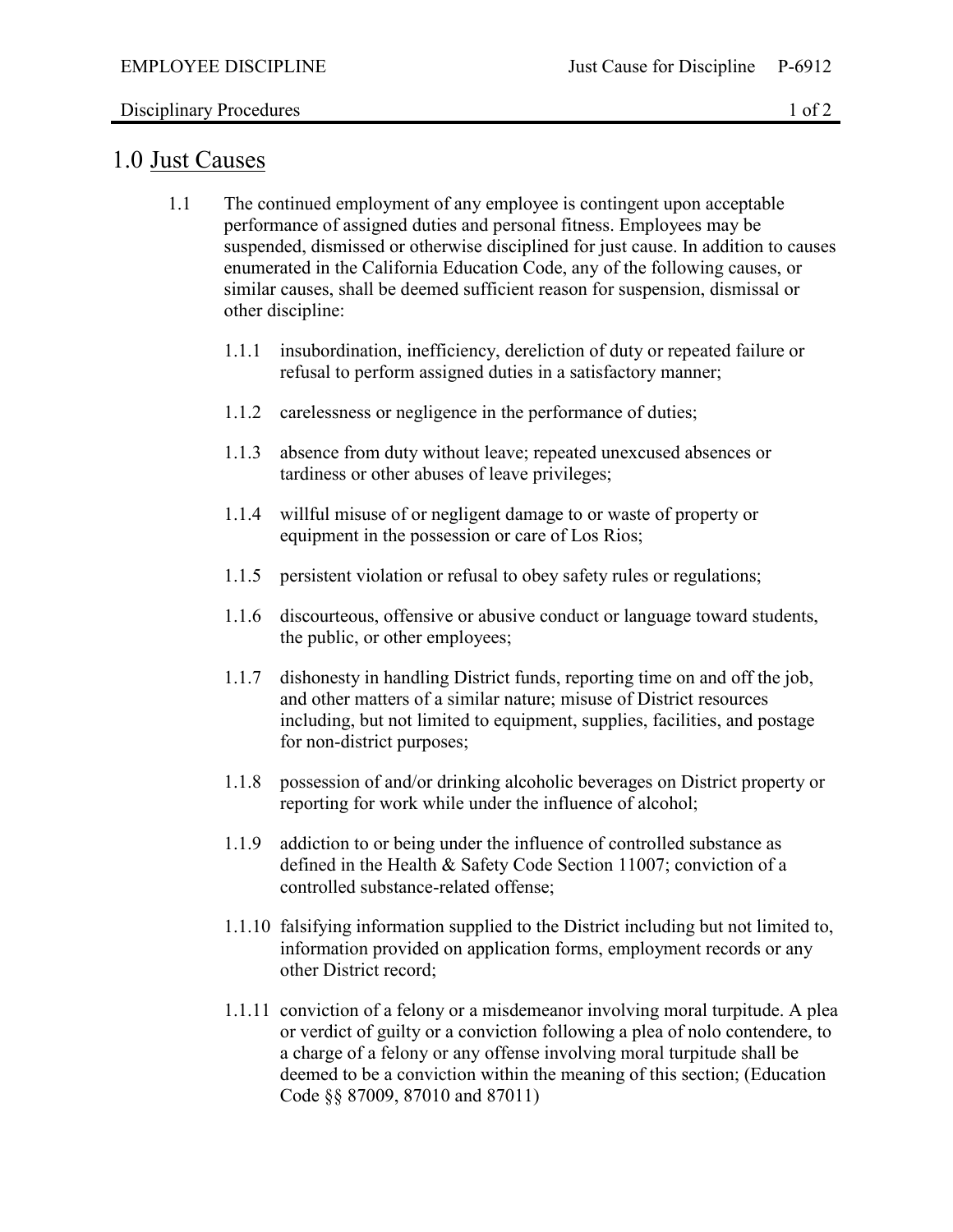# 1.0 Just Causes

1.1 The continued employment of any employee is contingent upon acceptable performance of assigned duties and personal fitness. Employees may be suspended, dismissed or otherwise disciplined for just cause. In addition to causes enumerated in the California Education Code, any of the following causes, or similar causes, shall be deemed sufficient reason for suspension, dismissal or other discipline:

- 1.1.1 insubordination, inefficiency, dereliction of duty or repeated failure or refusal to perform assigned duties in a satisfactory manner;
- 1.1.2 carelessness or negligence in the performance of duties;
- 1.1.3 absence from duty without leave; repeated unexcused absences or tardiness or other abuses of leave privileges;
- 1.1.4 willful misuse of or negligent damage to or waste of property or equipment in the possession or care of Los Rios;
- 1.1.5 persistent violation or refusal to obey safety rules or regulations;
- 1.1.6 discourteous, offensive or abusive conduct or language toward students, the public, or other employees;
- 1.1.7 dishonesty in handling District funds, reporting time on and off the job, and other matters of a similar nature; misuse of District resources including, but not limited to equipment, supplies, facilities, and postage for non-district purposes;
- 1.1.8 possession of and/or drinking alcoholic beverages on District property or reporting for work while under the influence of alcohol;
- 1.1.9 addiction to or being under the influence of controlled substance as defined in the Health & Safety Code Section 11007; conviction of a controlled substance-related offense;
- 1.1.10 falsifying information supplied to the District including but not limited to, information provided on application forms, employment records or any other District record;
- 1.1.11 conviction of a felony or a misdemeanor involving moral turpitude. A plea or verdict of guilty or a conviction following a plea of nolo contendere, to a charge of a felony or any offense involving moral turpitude shall be deemed to be a conviction within the meaning of this section; (Education Code §§ 87009, 87010 and 87011)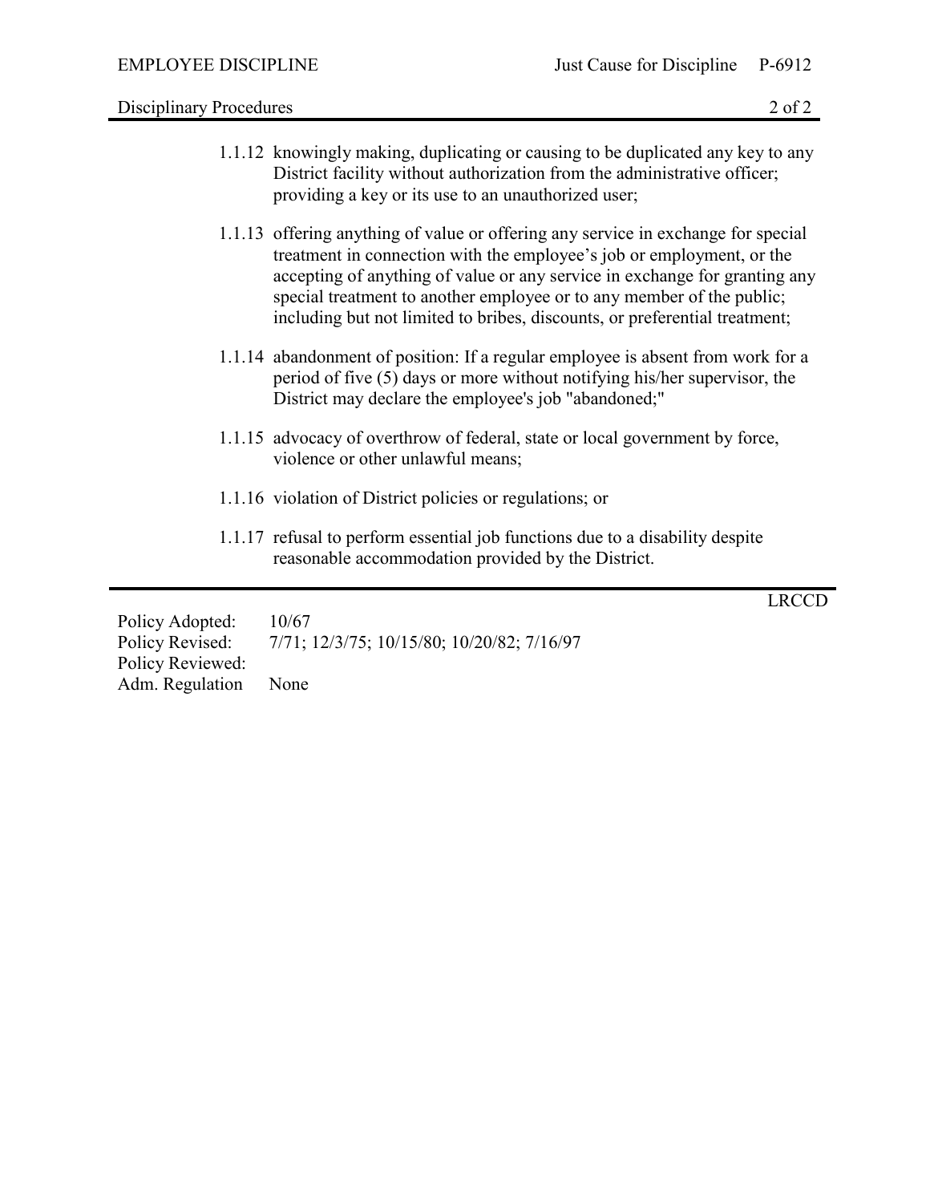1.1.12 knowingly making, duplicating or causing to be duplicated any key to any District facility without authorization from the administrative officer; providing a key or its use to an unauthorized user;

1.1.13 offering anything of value or offering any service in exchange for special treatment in connection with the employee's job or employment, or the accepting of anything of value or any service in exchange for granting any special treatment to another employee or to any member of the public; including but not limited to bribes, discounts, or preferential treatment;

1.1.14 abandonment of position: If a regular employee is absent from work for a period of five (5) days or more without notifying his/her supervisor, the District may declare the employee's job "abandoned;"

1.1.15 advocacy of overthrow of federal, state or local government by force, violence or other unlawful means;

1.1.16 violation of District policies or regulations; or

1.1.17 refusal to perform essential job functions due to a disability despite reasonable accommodation provided by the District.

LRCCD

| | |
|---|---|
| Policy Adopted: | 10/67 |
| Policy Revised: | 7/71; 12/3/75; 10/15/80; 10/20/82; 7/16/97 |
| Policy Reviewed: | |
| Adm. Regulation | None |